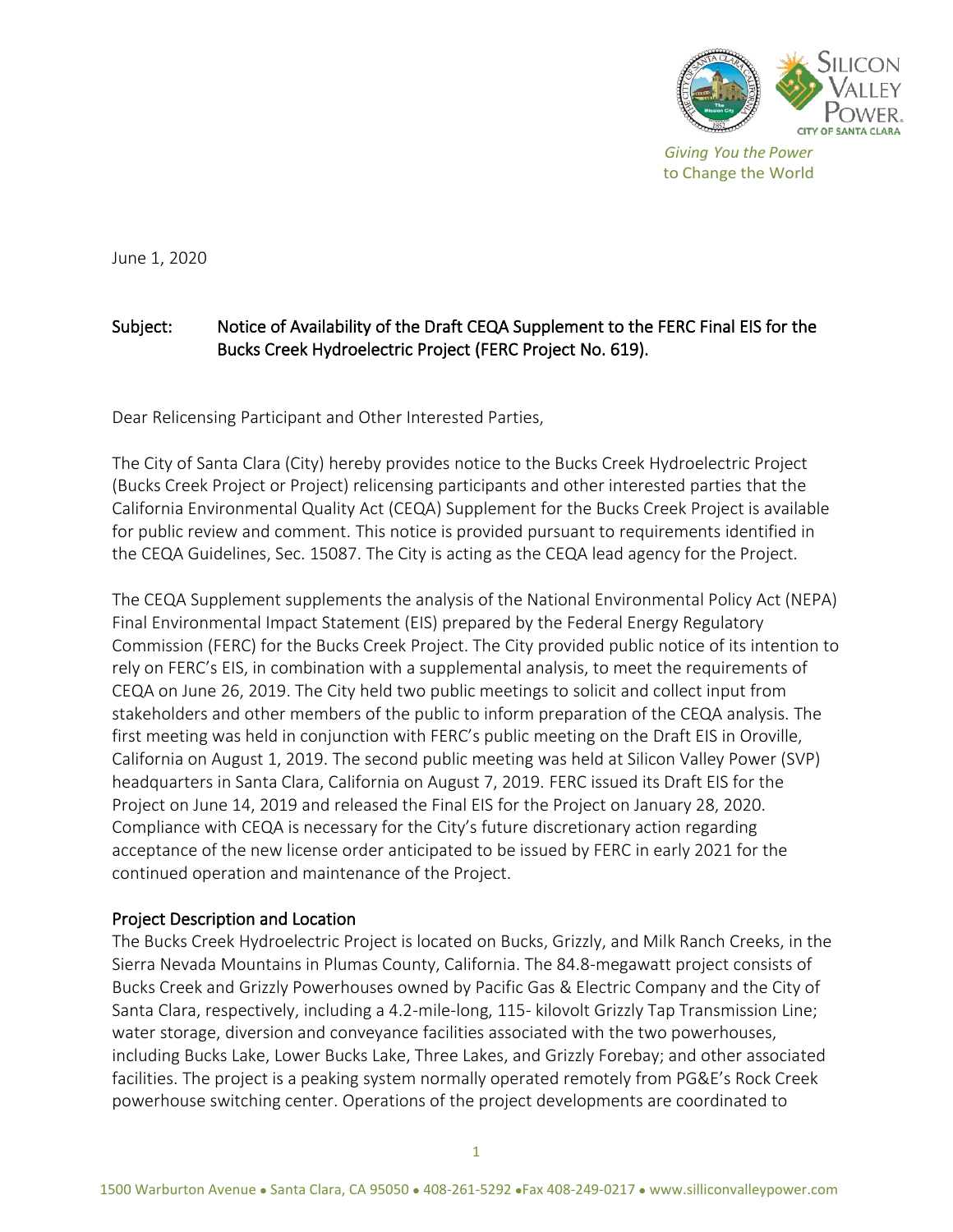Giving You the Power
to Change the World

June 1, 2020

Subject: Notice of Availability of the Draft CEQA Supplement to the FERC Final EIS for the Bucks Creek Hydroelectric Project (FERC Project No. 619).

Dear Relicensing Participant and Other Interested Parties,

The City of Santa Clara (City) hereby provides notice to the Bucks Creek Hydroelectric Project (Bucks Creek Project or Project) relicensing participants and other interested parties that the California Environmental Quality Act (CEQA) Supplement for the Bucks Creek Project is available for public review and comment. This notice is provided pursuant to requirements identified in the CEQA Guidelines, Sec. 15087. The City is acting as the CEQA lead agency for the Project.

The CEQA Supplement supplements the analysis of the National Environmental Policy Act (NEPA) Final Environmental Impact Statement (EIS) prepared by the Federal Energy Regulatory Commission (FERC) for the Bucks Creek Project. The City provided public notice of its intention to rely on FERC's EIS, in combination with a supplemental analysis, to meet the requirements of CEQA on June 26, 2019. The City held two public meetings to solicit and collect input from stakeholders and other members of the public to inform preparation of the CEQA analysis. The first meeting was held in conjunction with FERC's public meeting on the Draft EIS in Oroville, California on August 1, 2019. The second public meeting was held at Silicon Valley Power (SVP) headquarters in Santa Clara, California on August 7, 2019. FERC issued its Draft EIS for the Project on June 14, 2019 and released the Final EIS for the Project on January 28, 2020. Compliance with CEQA is necessary for the City's future discretionary action regarding acceptance of the new license order anticipated to be issued by FERC in early 2021 for the continued operation and maintenance of the Project.

## Project Description and Location

The Bucks Creek Hydroelectric Project is located on Bucks, Grizzly, and Milk Ranch Creeks, in the Sierra Nevada Mountains in Plumas County, California. The 84.8-megawatt project consists of Bucks Creek and Grizzly Powerhouses owned by Pacific Gas & Electric Company and the City of Santa Clara, respectively, including a 4.2-mile-long, 115- kilovolt Grizzly Tap Transmission Line; water storage, diversion and conveyance facilities associated with the two powerhouses, including Bucks Lake, Lower Bucks Lake, Three Lakes, and Grizzly Forebay; and other associated facilities. The project is a peaking system normally operated remotely from PG&E's Rock Creek powerhouse switching center. Operations of the project developments are coordinated to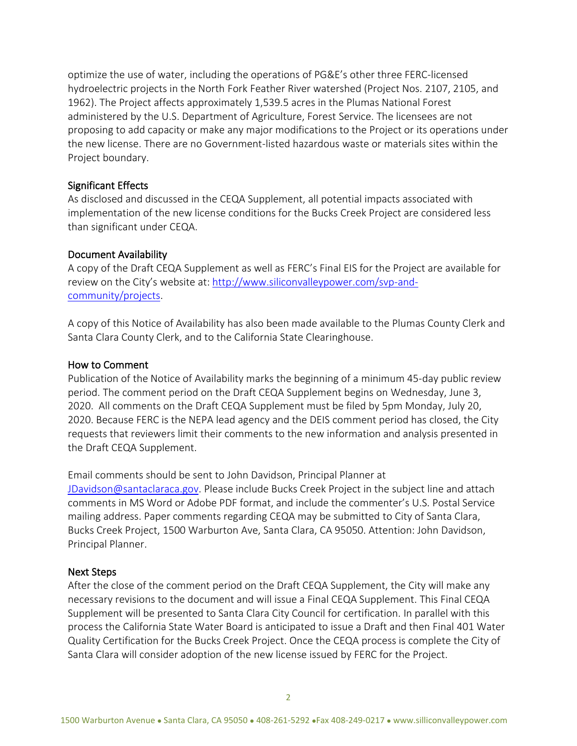optimize the use of water, including the operations of PG&E's other three FERC-licensed hydroelectric projects in the North Fork Feather River watershed (Project Nos. 2107, 2105, and 1962). The Project affects approximately 1,539.5 acres in the Plumas National Forest administered by the U.S. Department of Agriculture, Forest Service. The licensees are not proposing to add capacity or make any major modifications to the Project or its operations under the new license. There are no Government-listed hazardous waste or materials sites within the Project boundary.

### Significant Effects

As disclosed and discussed in the CEQA Supplement, all potential impacts associated with implementation of the new license conditions for the Bucks Creek Project are considered less than significant under CEQA.

### Document Availability

A copy of the Draft CEQA Supplement as well as FERC's Final EIS for the Project are available for review on the City's website at: [http://www.siliconvalleypower.com/svp-and-community/projects](http://www.siliconvalleypower.com/svp-and-community/projects).

A copy of this Notice of Availability has also been made available to the Plumas County Clerk and Santa Clara County Clerk, and to the California State Clearinghouse.

### How to Comment

Publication of the Notice of Availability marks the beginning of a minimum 45-day public review period. The comment period on the Draft CEQA Supplement begins on Wednesday, June 3, 2020. All comments on the Draft CEQA Supplement must be filed by 5pm Monday, July 20, 2020. Because FERC is the NEPA lead agency and the DEIS comment period has closed, the City requests that reviewers limit their comments to the new information and analysis presented in the Draft CEQA Supplement.

Email comments should be sent to John Davidson, Principal Planner at [JDavidson@santaclaraca.gov](mailto:JDavidson@santaclaraca.gov). Please include Bucks Creek Project in the subject line and attach comments in MS Word or Adobe PDF format, and include the commenter's U.S. Postal Service mailing address. Paper comments regarding CEQA may be submitted to City of Santa Clara, Bucks Creek Project, 1500 Warburton Ave, Santa Clara, CA 95050. Attention: John Davidson, Principal Planner.

### Next Steps

After the close of the comment period on the Draft CEQA Supplement, the City will make any necessary revisions to the document and will issue a Final CEQA Supplement. This Final CEQA Supplement will be presented to Santa Clara City Council for certification. In parallel with this process the California State Water Board is anticipated to issue a Draft and then Final 401 Water Quality Certification for the Bucks Creek Project. Once the CEQA process is complete the City of Santa Clara will consider adoption of the new license issued by FERC for the Project.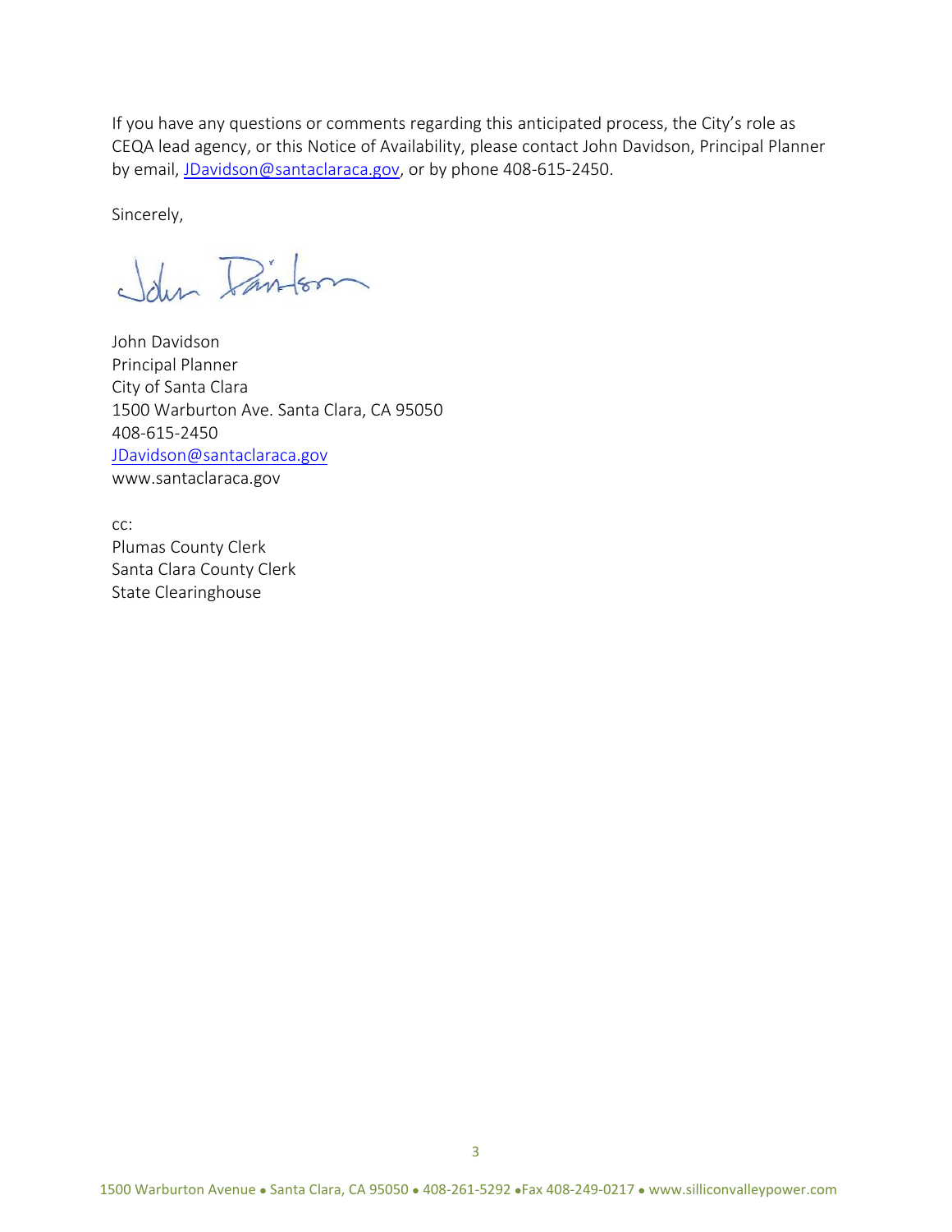If you have any questions or comments regarding this anticipated process, the City's role as CEQA lead agency, or this Notice of Availability, please contact John Davidson, Principal Planner by email, JDavidson@santaclaraca.gov, or by phone 408-615-2450.

Sincerely,

John Davidson
Principal Planner
City of Santa Clara
1500 Warburton Ave. Santa Clara, CA 95050
408-615-2450
JDavidson@santaclaraca.gov
www.santaclaraca.gov

cc:
Plumas County Clerk
Santa Clara County Clerk
State Clearinghouse